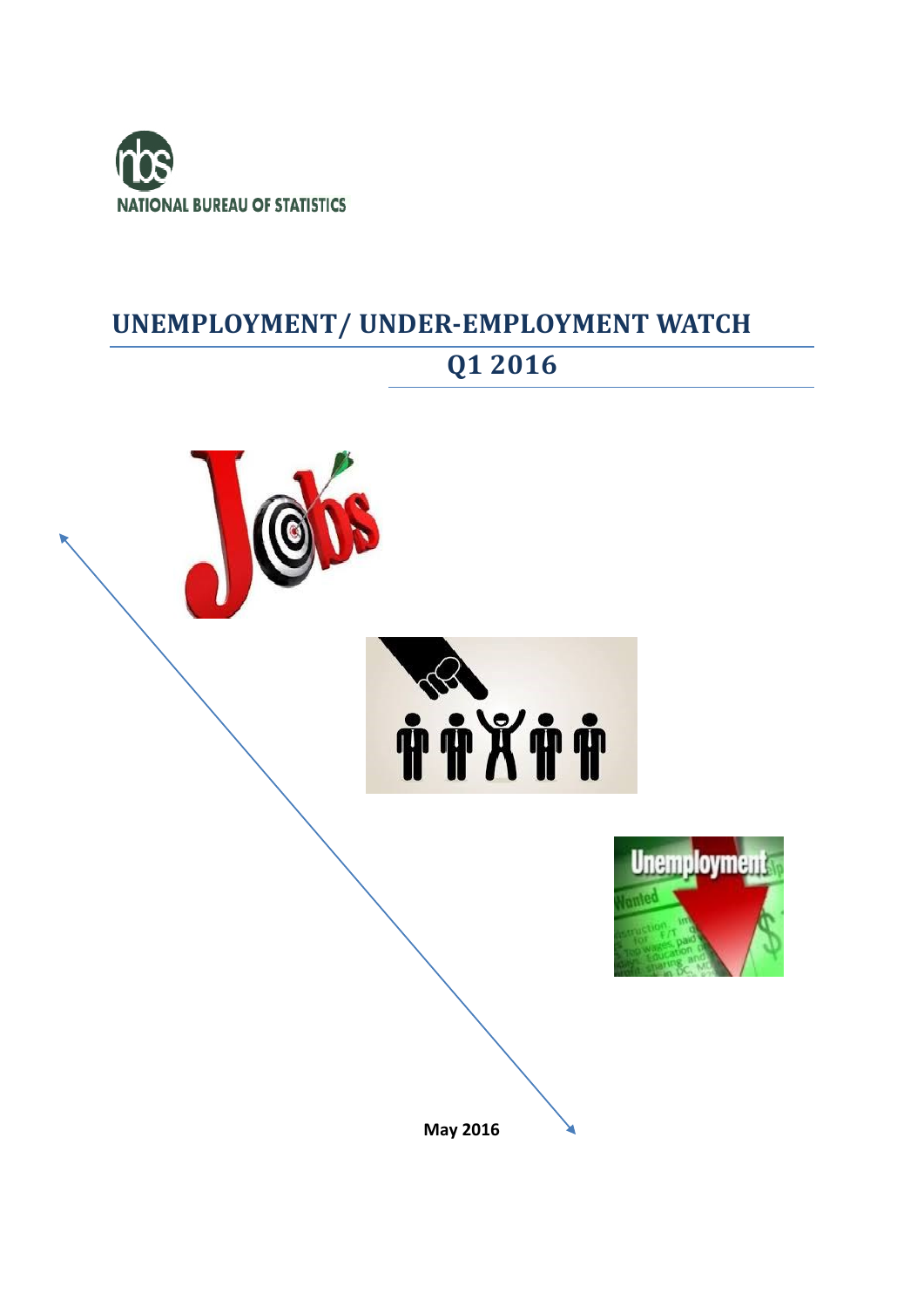NATIONAL BUREAU OF STATISTICS

# UNEMPLOYMENT/ UNDER-EMPLOYMENT WATCH

## Q1 2016

**May 2016**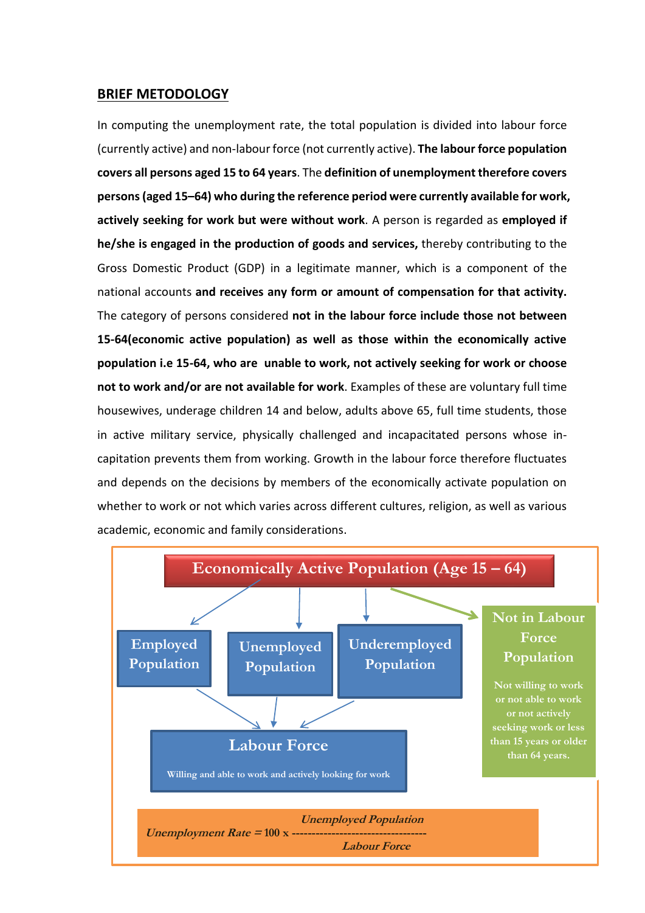## BRIEF METODOLOGY

In computing the unemployment rate, the total population is divided into labour force (currently active) and non-labour force (not currently active). **The labour force population covers all persons aged 15 to 64 years**. The **definition of unemployment therefore covers persons (aged 15–64) who during the reference period were currently available for work, actively seeking for work but were without work**. A person is regarded as **employed if he/she is engaged in the production of goods and services,** thereby contributing to the Gross Domestic Product (GDP) in a legitimate manner, which is a component of the national accounts **and receives any form or amount of compensation for that activity.** The category of persons considered **not in the labour force include those not between 15-64(economic active population) as well as those within the economically active population i.e 15-64, who are unable to work, not actively seeking for work or choose not to work and/or are not available for work**. Examples of these are voluntary full time housewives, underage children 14 and below, adults above 65, full time students, those in active military service, physically challenged and incapacitated persons whose in-capitation prevents them from working. Growth in the labour force therefore fluctuates and depends on the decisions by members of the economically activate population on whether to work or not which varies across different cultures, religion, as well as various academic, economic and family considerations.

**Economically Active Population (Age 15 – 64)**

- Employed Population
- Unemployed Population
- Underemployed Population
- Not in Labour Force Population — Not willing to work or not able to work or not actively seeking work or less than 15 years or older than 64 years.

**Labour Force** — Willing and able to work and actively looking for work

$$\textit{Unemployment Rate} = 100 \times \frac{\textit{Unemployed Population}}{\textit{Labour Force}}$$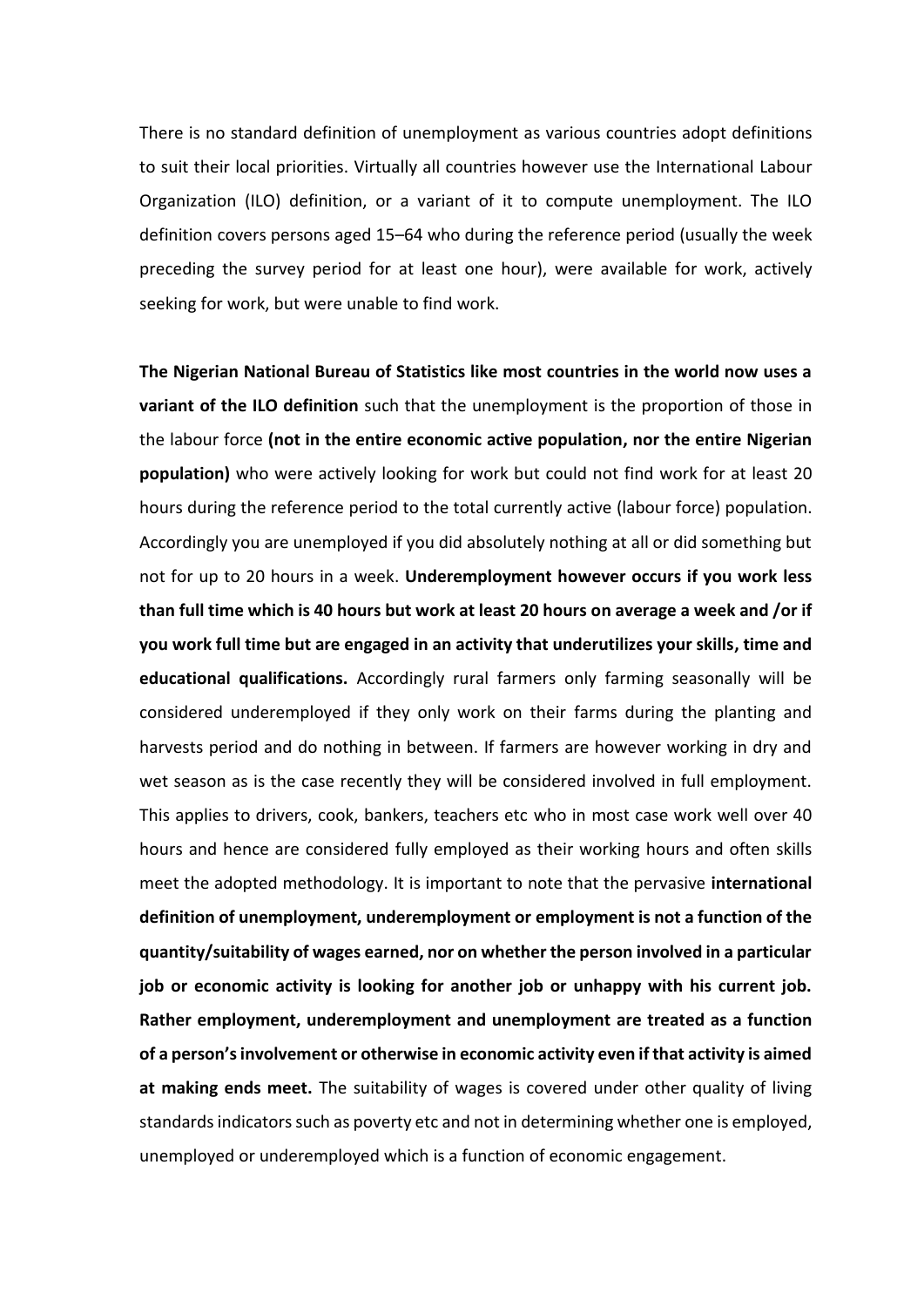There is no standard definition of unemployment as various countries adopt definitions to suit their local priorities. Virtually all countries however use the International Labour Organization (ILO) definition, or a variant of it to compute unemployment. The ILO definition covers persons aged 15–64 who during the reference period (usually the week preceding the survey period for at least one hour), were available for work, actively seeking for work, but were unable to find work.

**The Nigerian National Bureau of Statistics like most countries in the world now uses a variant of the ILO definition** such that the unemployment is the proportion of those in the labour force **(not in the entire economic active population, nor the entire Nigerian population)** who were actively looking for work but could not find work for at least 20 hours during the reference period to the total currently active (labour force) population. Accordingly you are unemployed if you did absolutely nothing at all or did something but not for up to 20 hours in a week. **Underemployment however occurs if you work less than full time which is 40 hours but work at least 20 hours on average a week and /or if you work full time but are engaged in an activity that underutilizes your skills, time and educational qualifications.** Accordingly rural farmers only farming seasonally will be considered underemployed if they only work on their farms during the planting and harvests period and do nothing in between. If farmers are however working in dry and wet season as is the case recently they will be considered involved in full employment. This applies to drivers, cook, bankers, teachers etc who in most case work well over 40 hours and hence are considered fully employed as their working hours and often skills meet the adopted methodology. It is important to note that the pervasive **international definition of unemployment, underemployment or employment is not a function of the quantity/suitability of wages earned, nor on whether the person involved in a particular job or economic activity is looking for another job or unhappy with his current job. Rather employment, underemployment and unemployment are treated as a function of a person's involvement or otherwise in economic activity even if that activity is aimed at making ends meet.** The suitability of wages is covered under other quality of living standards indicators such as poverty etc and not in determining whether one is employed, unemployed or underemployed which is a function of economic engagement.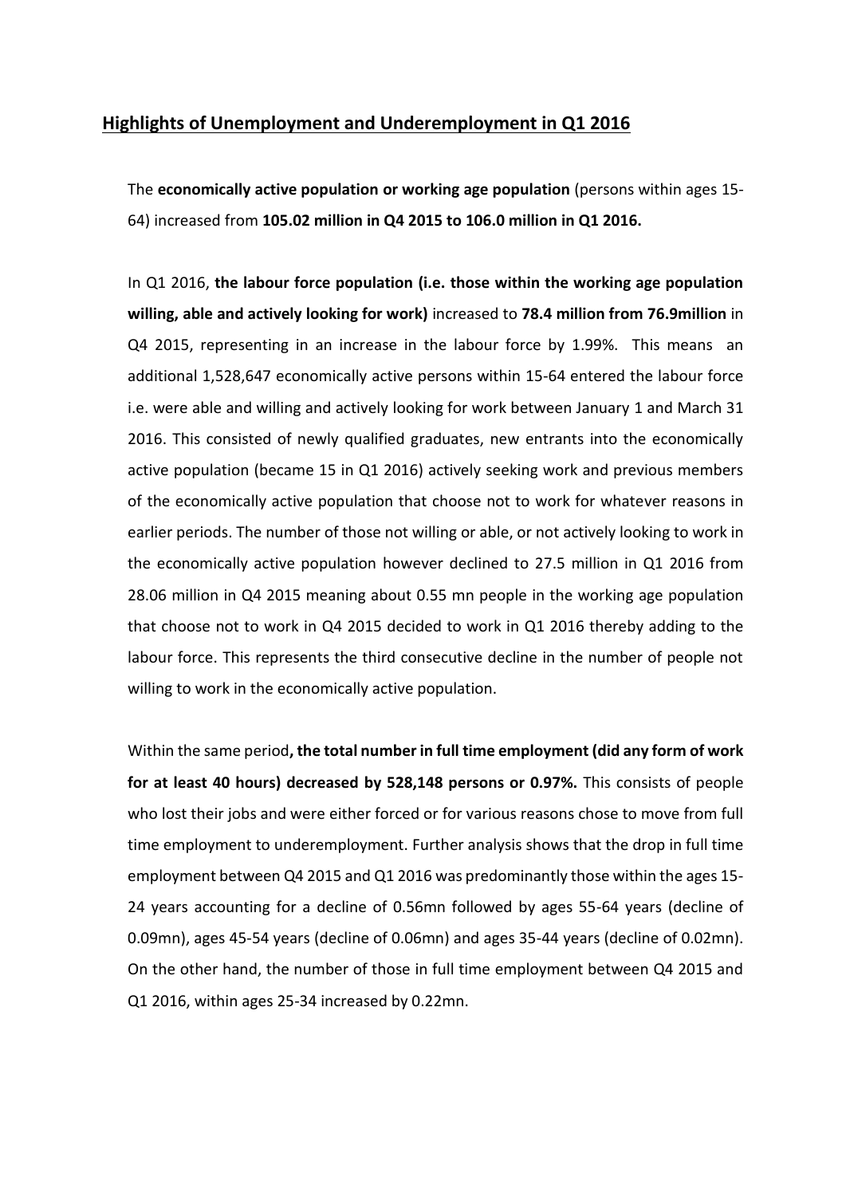## Highlights of Unemployment and Underemployment in Q1 2016

The **economically active population or working age population** (persons within ages 15-64) increased from **105.02 million in Q4 2015 to 106.0 million in Q1 2016.**

In Q1 2016, **the labour force population (i.e. those within the working age population willing, able and actively looking for work)** increased to **78.4 million from 76.9million** in Q4 2015, representing in an increase in the labour force by 1.99%. This means an additional 1,528,647 economically active persons within 15-64 entered the labour force i.e. were able and willing and actively looking for work between January 1 and March 31 2016. This consisted of newly qualified graduates, new entrants into the economically active population (became 15 in Q1 2016) actively seeking work and previous members of the economically active population that choose not to work for whatever reasons in earlier periods. The number of those not willing or able, or not actively looking to work in the economically active population however declined to 27.5 million in Q1 2016 from 28.06 million in Q4 2015 meaning about 0.55 mn people in the working age population that choose not to work in Q4 2015 decided to work in Q1 2016 thereby adding to the labour force. This represents the third consecutive decline in the number of people not willing to work in the economically active population.

Within the same period**, the total number in full time employment (did any form of work for at least 40 hours) decreased by 528,148 persons or 0.97%.** This consists of people who lost their jobs and were either forced or for various reasons chose to move from full time employment to underemployment. Further analysis shows that the drop in full time employment between Q4 2015 and Q1 2016 was predominantly those within the ages 15-24 years accounting for a decline of 0.56mn followed by ages 55-64 years (decline of 0.09mn), ages 45-54 years (decline of 0.06mn) and ages 35-44 years (decline of 0.02mn). On the other hand, the number of those in full time employment between Q4 2015 and Q1 2016, within ages 25-34 increased by 0.22mn.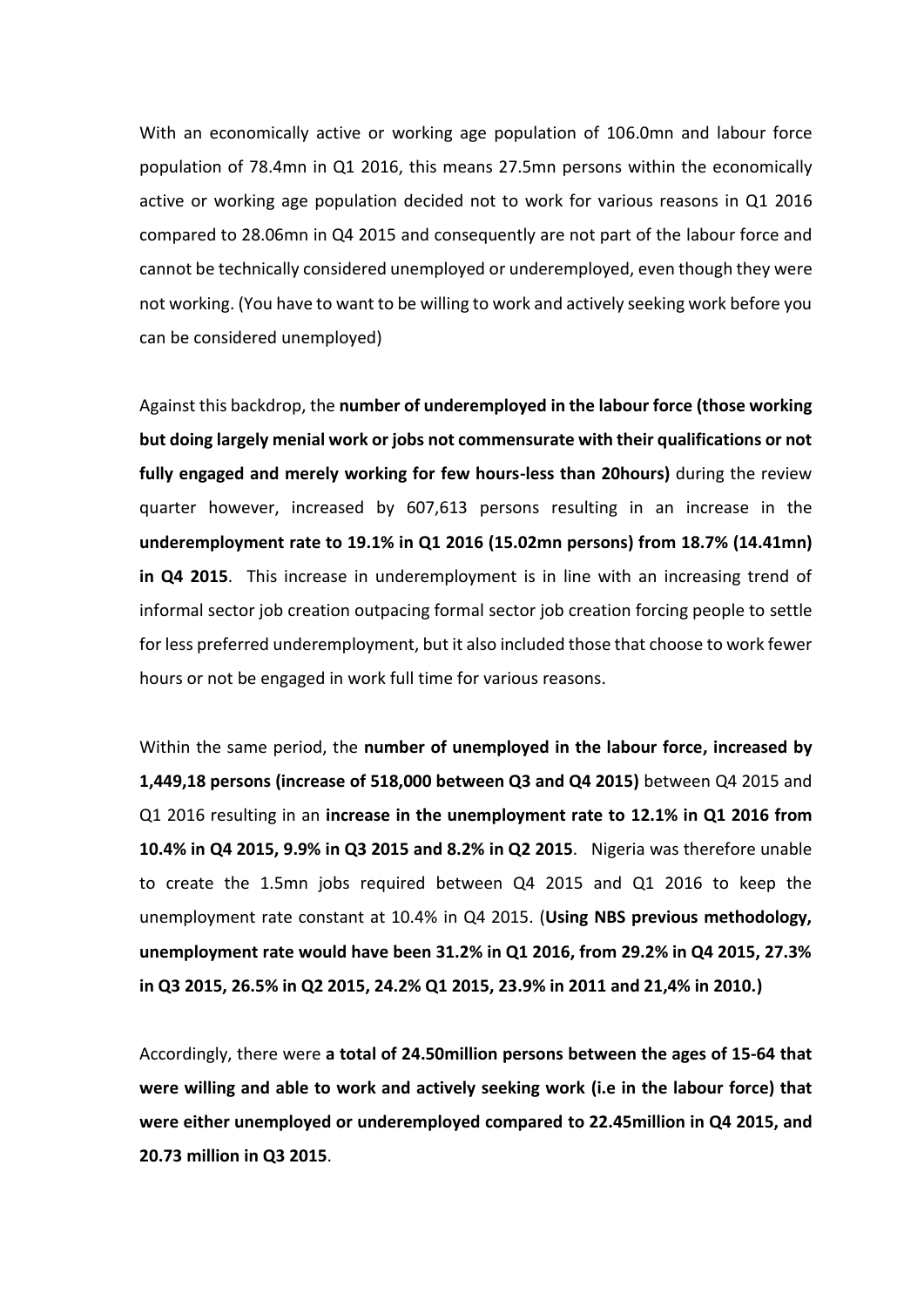With an economically active or working age population of 106.0mn and labour force population of 78.4mn in Q1 2016, this means 27.5mn persons within the economically active or working age population decided not to work for various reasons in Q1 2016 compared to 28.06mn in Q4 2015 and consequently are not part of the labour force and cannot be technically considered unemployed or underemployed, even though they were not working. (You have to want to be willing to work and actively seeking work before you can be considered unemployed)

Against this backdrop, the **number of underemployed in the labour force (those working but doing largely menial work or jobs not commensurate with their qualifications or not fully engaged and merely working for few hours-less than 20hours)** during the review quarter however, increased by 607,613 persons resulting in an increase in the **underemployment rate to 19.1% in Q1 2016 (15.02mn persons) from 18.7% (14.41mn) in Q4 2015**. This increase in underemployment is in line with an increasing trend of informal sector job creation outpacing formal sector job creation forcing people to settle for less preferred underemployment, but it also included those that choose to work fewer hours or not be engaged in work full time for various reasons.

Within the same period, the **number of unemployed in the labour force, increased by 1,449,18 persons (increase of 518,000 between Q3 and Q4 2015)** between Q4 2015 and Q1 2016 resulting in an **increase in the unemployment rate to 12.1% in Q1 2016 from 10.4% in Q4 2015, 9.9% in Q3 2015 and 8.2% in Q2 2015**. Nigeria was therefore unable to create the 1.5mn jobs required between Q4 2015 and Q1 2016 to keep the unemployment rate constant at 10.4% in Q4 2015. (**Using NBS previous methodology, unemployment rate would have been 31.2% in Q1 2016, from 29.2% in Q4 2015, 27.3% in Q3 2015, 26.5% in Q2 2015, 24.2% Q1 2015, 23.9% in 2011 and 21,4% in 2010.)**

Accordingly, there were **a total of 24.50million persons between the ages of 15-64 that were willing and able to work and actively seeking work (i.e in the labour force) that were either unemployed or underemployed compared to 22.45million in Q4 2015, and 20.73 million in Q3 2015**.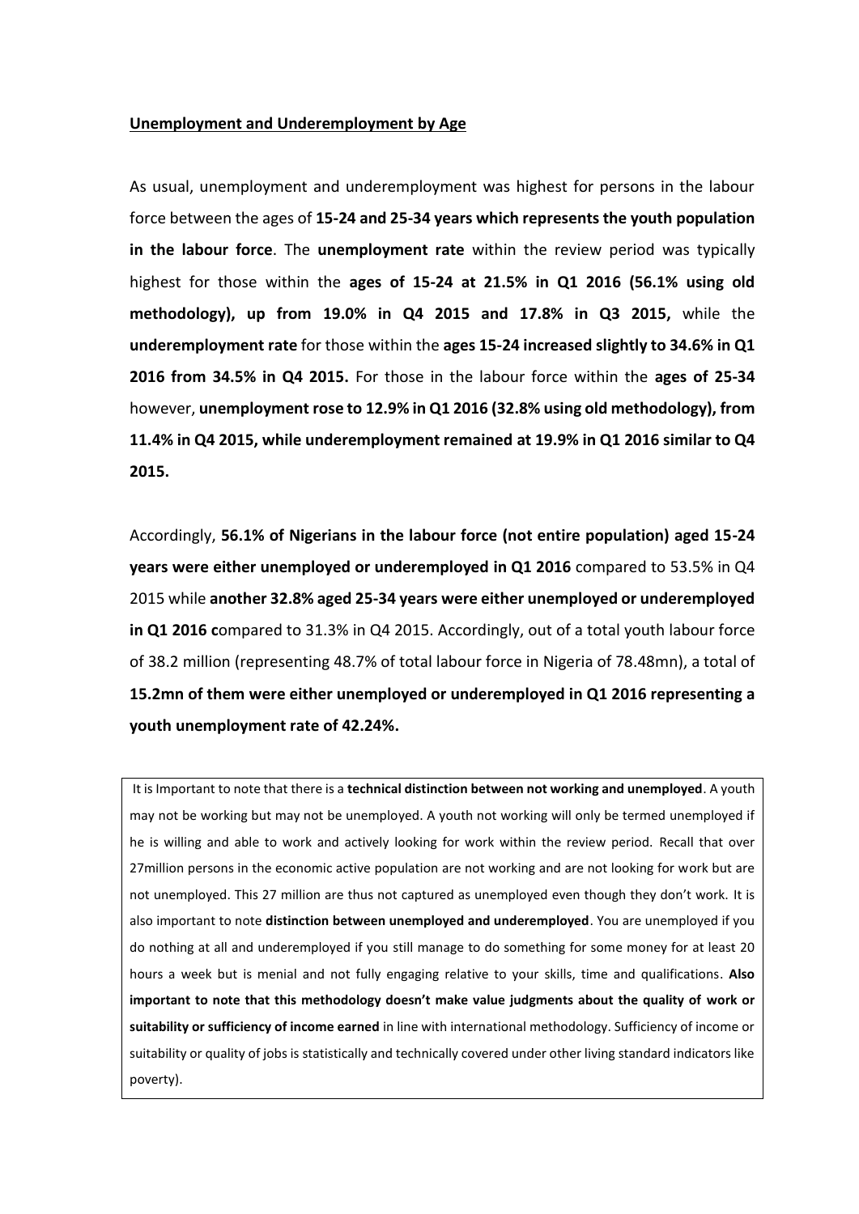## Unemployment and Underemployment by Age

As usual, unemployment and underemployment was highest for persons in the labour force between the ages of **15-24 and 25-34 years which represents the youth population in the labour force**. The **unemployment rate** within the review period was typically highest for those within the **ages of 15-24 at 21.5% in Q1 2016 (56.1% using old methodology), up from 19.0% in Q4 2015 and 17.8% in Q3 2015,** while the **underemployment rate** for those within the **ages 15-24 increased slightly to 34.6% in Q1 2016 from 34.5% in Q4 2015.** For those in the labour force within the **ages of 25-34** however, **unemployment rose to 12.9% in Q1 2016 (32.8% using old methodology), from 11.4% in Q4 2015, while underemployment remained at 19.9% in Q1 2016 similar to Q4 2015.**

Accordingly, **56.1% of Nigerians in the labour force (not entire population) aged 15-24 years were either unemployed or underemployed in Q1 2016** compared to 53.5% in Q4 2015 while **another 32.8% aged 25-34 years were either unemployed or underemployed in Q1 2016 c**ompared to 31.3% in Q4 2015. Accordingly, out of a total youth labour force of 38.2 million (representing 48.7% of total labour force in Nigeria of 78.48mn), a total of **15.2mn of them were either unemployed or underemployed in Q1 2016 representing a youth unemployment rate of 42.24%.**

It is Important to note that there is a **technical distinction between not working and unemployed**. A youth may not be working but may not be unemployed. A youth not working will only be termed unemployed if he is willing and able to work and actively looking for work within the review period. Recall that over 27million persons in the economic active population are not working and are not looking for work but are not unemployed. This 27 million are thus not captured as unemployed even though they don't work. It is also important to note **distinction between unemployed and underemployed**. You are unemployed if you do nothing at all and underemployed if you still manage to do something for some money for at least 20 hours a week but is menial and not fully engaging relative to your skills, time and qualifications. **Also important to note that this methodology doesn't make value judgments about the quality of work or suitability or sufficiency of income earned** in line with international methodology. Sufficiency of income or suitability or quality of jobs is statistically and technically covered under other living standard indicators like poverty).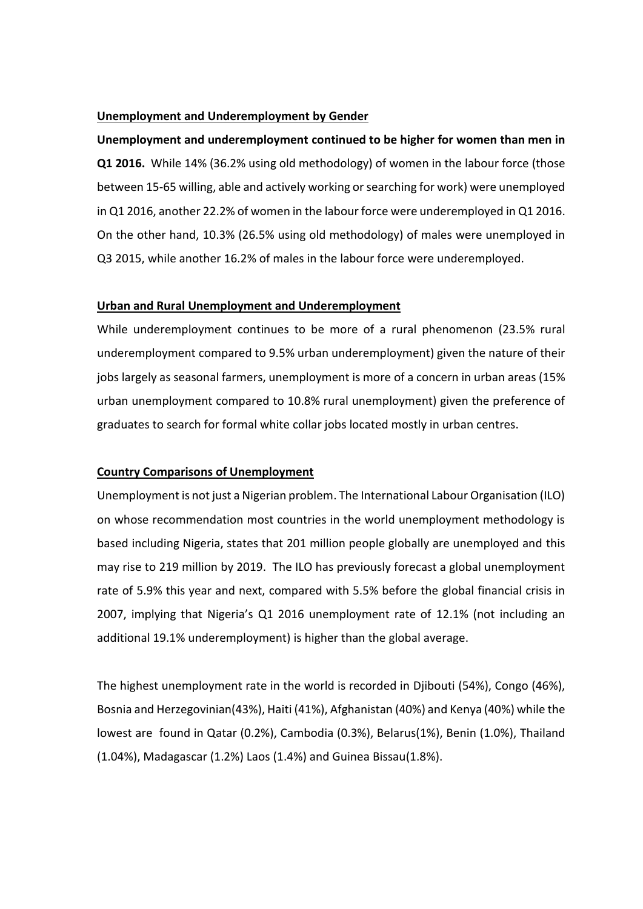**Unemployment and Underemployment by Gender**

**Unemployment and underemployment continued to be higher for women than men in Q1 2016.** While 14% (36.2% using old methodology) of women in the labour force (those between 15-65 willing, able and actively working or searching for work) were unemployed in Q1 2016, another 22.2% of women in the labour force were underemployed in Q1 2016. On the other hand, 10.3% (26.5% using old methodology) of males were unemployed in Q3 2015, while another 16.2% of males in the labour force were underemployed.

**Urban and Rural Unemployment and Underemployment**

While underemployment continues to be more of a rural phenomenon (23.5% rural underemployment compared to 9.5% urban underemployment) given the nature of their jobs largely as seasonal farmers, unemployment is more of a concern in urban areas (15% urban unemployment compared to 10.8% rural unemployment) given the preference of graduates to search for formal white collar jobs located mostly in urban centres.

**Country Comparisons of Unemployment**

Unemployment is not just a Nigerian problem. The International Labour Organisation (ILO) on whose recommendation most countries in the world unemployment methodology is based including Nigeria, states that 201 million people globally are unemployed and this may rise to 219 million by 2019. The ILO has previously forecast a global unemployment rate of 5.9% this year and next, compared with 5.5% before the global financial crisis in 2007, implying that Nigeria's Q1 2016 unemployment rate of 12.1% (not including an additional 19.1% underemployment) is higher than the global average.

The highest unemployment rate in the world is recorded in Djibouti (54%), Congo (46%), Bosnia and Herzegovinian(43%), Haiti (41%), Afghanistan (40%) and Kenya (40%) while the lowest are found in Qatar (0.2%), Cambodia (0.3%), Belarus(1%), Benin (1.0%), Thailand (1.04%), Madagascar (1.2%) Laos (1.4%) and Guinea Bissau(1.8%).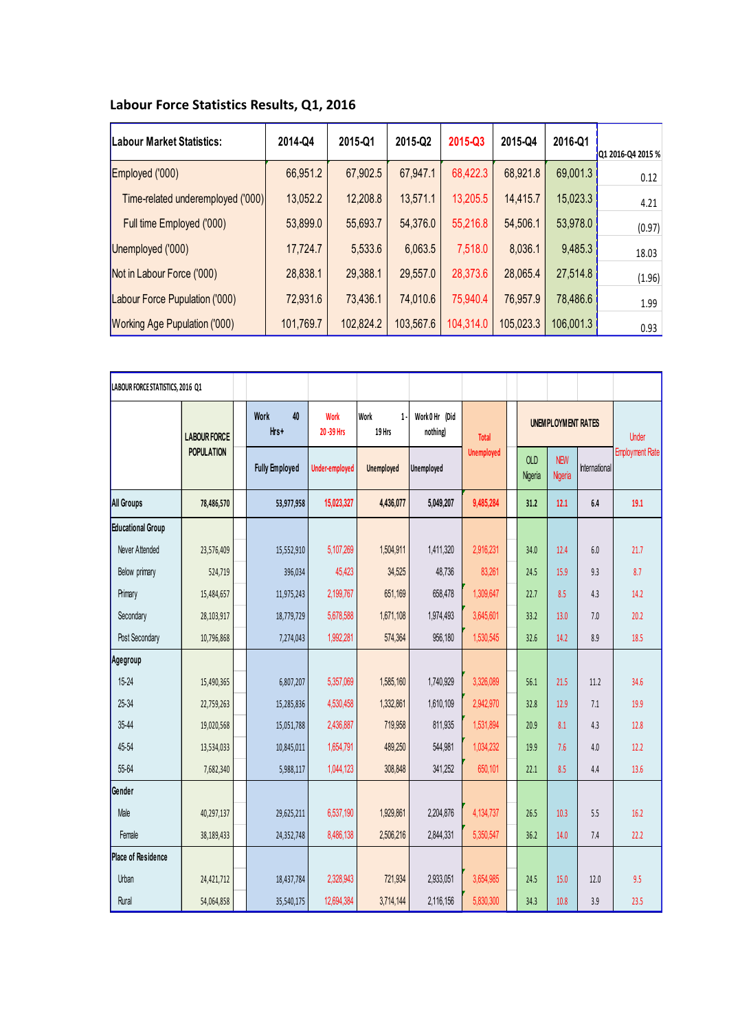## Labour Force Statistics Results, Q1, 2016

| Labour Market Statistics: | 2014-Q4 | 2015-Q1 | 2015-Q2 | 2015-Q3 | 2015-Q4 | 2016-Q1 | Q1 2016-Q4 2015 % |
|---|---|---|---|---|---|---|---|
| Employed ('000) | 66,951.2 | 67,902.5 | 67,947.1 | 68,422.3 | 68,921.8 | 69,001.3 | 0.12 |
| Time-related underemployed ('000) | 13,052.2 | 12,208.8 | 13,571.1 | 13,205.5 | 14,415.7 | 15,023.3 | 4.21 |
| Full time Employed ('000) | 53,899.0 | 55,693.7 | 54,376.0 | 55,216.8 | 54,506.1 | 53,978.0 | (0.97) |
| Unemployed ('000) | 17,724.7 | 5,533.6 | 6,063.5 | 7,518.0 | 8,036.1 | 9,485.3 | 18.03 |
| Not in Labour Force ('000) | 28,838.1 | 29,388.1 | 29,557.0 | 28,373.6 | 28,065.4 | 27,514.8 | (1.96) |
| Labour Force Pupulation ('000) | 72,931.6 | 73,436.1 | 74,010.6 | 75,940.4 | 76,957.9 | 78,486.6 | 1.99 |
| Working Age Pupulation ('000) | 101,769.7 | 102,824.2 | 103,567.6 | 104,314.0 | 105,023.3 | 106,001.3 | 0.93 |

| LABOUR FORCE STATISTICS, 2016 Q1 | LABOUR FORCE POPULATION | Work 40 Hrs+ | Work 20-39 Hrs | Work 1-19 Hrs | Work 0 Hr (Did nothing) | Total Unemployed | UNEMPLOYMENT RATES | | | Under Employment Rate |
|---|---|---|---|---|---|---|---|---|---|---|
| | | Fully Employed | Under-employed | Unemployed | Unemployed | | OLD Nigeria | NEW Nigeria | International | |
| **All Groups** | 78,486,570 | 53,977,958 | 15,023,327 | 4,436,077 | 5,049,207 | 9,485,284 | 31.2 | 12.1 | 6.4 | 19.1 |
| **Educational Group** | | | | | | | | | | |
| Never Attended | 23,576,409 | 15,552,910 | 5,107,269 | 1,504,911 | 1,411,320 | 2,916,231 | 34.0 | 12.4 | 6.0 | 21.7 |
| Below primary | 524,719 | 396,034 | 45,423 | 34,525 | 48,736 | 83,261 | 24.5 | 15.9 | 9.3 | 8.7 |
| Primary | 15,484,657 | 11,975,243 | 2,199,767 | 651,169 | 658,478 | 1,309,647 | 22.7 | 8.5 | 4.3 | 14.2 |
| Secondary | 28,103,917 | 18,779,729 | 5,678,588 | 1,671,108 | 1,974,493 | 3,645,601 | 33.2 | 13.0 | 7.0 | 20.2 |
| Post Secondary | 10,796,868 | 7,274,043 | 1,992,281 | 574,364 | 956,180 | 1,530,545 | 32.6 | 14.2 | 8.9 | 18.5 |
| **Agegroup** | | | | | | | | | | |
| 15-24 | 15,490,365 | 6,807,207 | 5,357,069 | 1,585,160 | 1,740,929 | 3,326,089 | 56.1 | 21.5 | 11.2 | 34.6 |
| 25-34 | 22,759,263 | 15,285,836 | 4,530,458 | 1,332,861 | 1,610,109 | 2,942,970 | 32.8 | 12.9 | 7.1 | 19.9 |
| 35-44 | 19,020,568 | 15,051,788 | 2,436,887 | 719,958 | 811,935 | 1,531,894 | 20.9 | 8.1 | 4.3 | 12.8 |
| 45-54 | 13,534,033 | 10,845,011 | 1,654,791 | 489,250 | 544,981 | 1,034,232 | 19.9 | 7.6 | 4.0 | 12.2 |
| 55-64 | 7,682,340 | 5,988,117 | 1,044,123 | 308,848 | 341,252 | 650,101 | 22.1 | 8.5 | 4.4 | 13.6 |
| **Gender** | | | | | | | | | | |
| Male | 40,297,137 | 29,625,211 | 6,537,190 | 1,929,861 | 2,204,876 | 4,134,737 | 26.5 | 10.3 | 5.5 | 16.2 |
| Female | 38,189,433 | 24,352,748 | 8,486,138 | 2,506,216 | 2,844,331 | 5,350,547 | 36.2 | 14.0 | 7.4 | 22.2 |
| **Place of Residence** | | | | | | | | | | |
| Urban | 24,421,712 | 18,437,784 | 2,328,943 | 721,934 | 2,933,051 | 3,654,985 | 24.5 | 15.0 | 12.0 | 9.5 |
| Rural | 54,064,858 | 35,540,175 | 12,694,384 | 3,714,144 | 2,116,156 | 5,830,300 | 34.3 | 10.8 | 3.9 | 23.5 |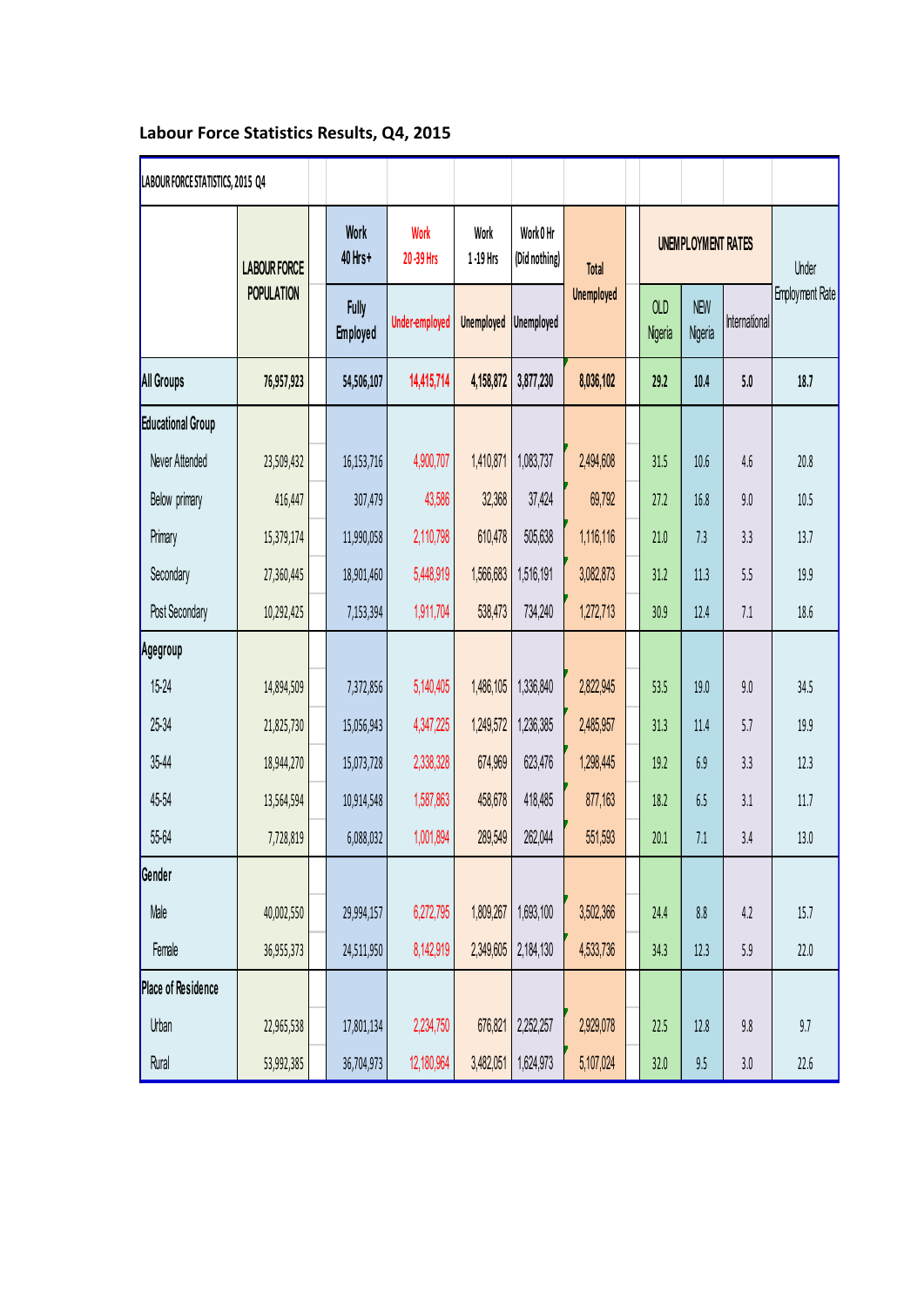## Labour Force Statistics Results, Q4, 2015

| LABOUR FORCE STATISTICS, 2015 Q4 | LABOUR FORCE POPULATION | Work 40 Hrs+ | Work 20-39 Hrs | Work 1-19 Hrs | Work 0 Hr (Did nothing) | Total Unemployed | UNEMPLOYMENT RATES | | | Under Employment Rate |
|---|---|---|---|---|---|---|---|---|---|---|
| | | Fully Employed | Under-employed | Unemployed | Unemployed | | OLD Nigeria | NEW Nigeria | International | |
| **All Groups** | **76,957,923** | **54,506,107** | **14,415,714** | **4,158,872** | **3,877,230** | **8,036,102** | **29.2** | **10.4** | **5.0** | **18.7** |
| **Educational Group** | | | | | | | | | | |
| Never Attended | 23,509,432 | 16,153,716 | 4,900,707 | 1,410,871 | 1,083,737 | 2,494,608 | 31.5 | 10.6 | 4.6 | 20.8 |
| Below primary | 416,447 | 307,479 | 43,586 | 32,368 | 37,424 | 69,792 | 27.2 | 16.8 | 9.0 | 10.5 |
| Primary | 15,379,174 | 11,990,058 | 2,110,798 | 610,478 | 505,638 | 1,116,116 | 21.0 | 7.3 | 3.3 | 13.7 |
| Secondary | 27,360,445 | 18,901,460 | 5,448,919 | 1,566,683 | 1,516,191 | 3,082,873 | 31.2 | 11.3 | 5.5 | 19.9 |
| Post Secondary | 10,292,425 | 7,153,394 | 1,911,704 | 538,473 | 734,240 | 1,272,713 | 30.9 | 12.4 | 7.1 | 18.6 |
| **Agegroup** | | | | | | | | | | |
| 15-24 | 14,894,509 | 7,372,856 | 5,140,405 | 1,486,105 | 1,336,840 | 2,822,945 | 53.5 | 19.0 | 9.0 | 34.5 |
| 25-34 | 21,825,730 | 15,056,943 | 4,347,225 | 1,249,572 | 1,236,385 | 2,485,957 | 31.3 | 11.4 | 5.7 | 19.9 |
| 35-44 | 18,944,270 | 15,073,728 | 2,338,328 | 674,969 | 623,476 | 1,298,445 | 19.2 | 6.9 | 3.3 | 12.3 |
| 45-54 | 13,564,594 | 10,914,548 | 1,587,863 | 458,678 | 418,485 | 877,163 | 18.2 | 6.5 | 3.1 | 11.7 |
| 55-64 | 7,728,819 | 6,088,032 | 1,001,894 | 289,549 | 262,044 | 551,593 | 20.1 | 7.1 | 3.4 | 13.0 |
| **Gender** | | | | | | | | | | |
| Male | 40,002,550 | 29,994,157 | 6,272,795 | 1,809,267 | 1,693,100 | 3,502,366 | 24.4 | 8.8 | 4.2 | 15.7 |
| Female | 36,955,373 | 24,511,950 | 8,142,919 | 2,349,605 | 2,184,130 | 4,533,736 | 34.3 | 12.3 | 5.9 | 22.0 |
| **Place of Residence** | | | | | | | | | | |
| Urban | 22,965,538 | 17,801,134 | 2,234,750 | 676,821 | 2,252,257 | 2,929,078 | 22.5 | 12.8 | 9.8 | 9.7 |
| Rural | 53,992,385 | 36,704,973 | 12,180,964 | 3,482,051 | 1,624,973 | 5,107,024 | 32.0 | 9.5 | 3.0 | 22.6 |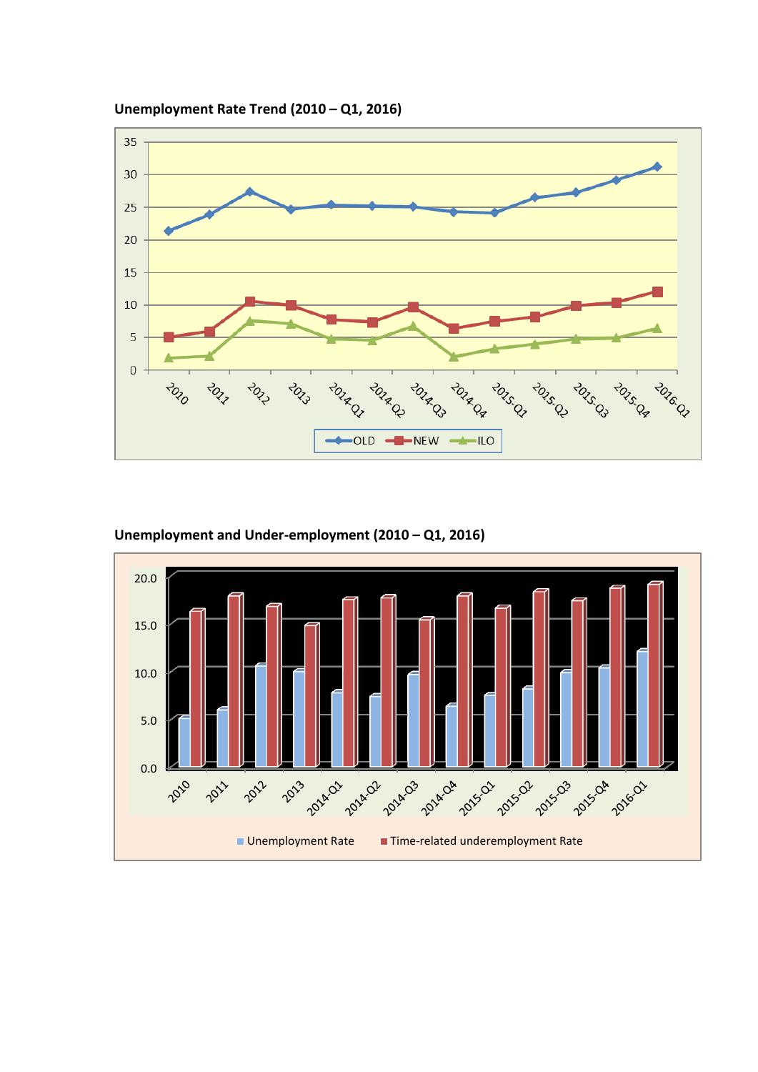**Unemployment Rate Trend (2010 – Q1, 2016)**

**Unemployment and Under-employment (2010 – Q1, 2016)**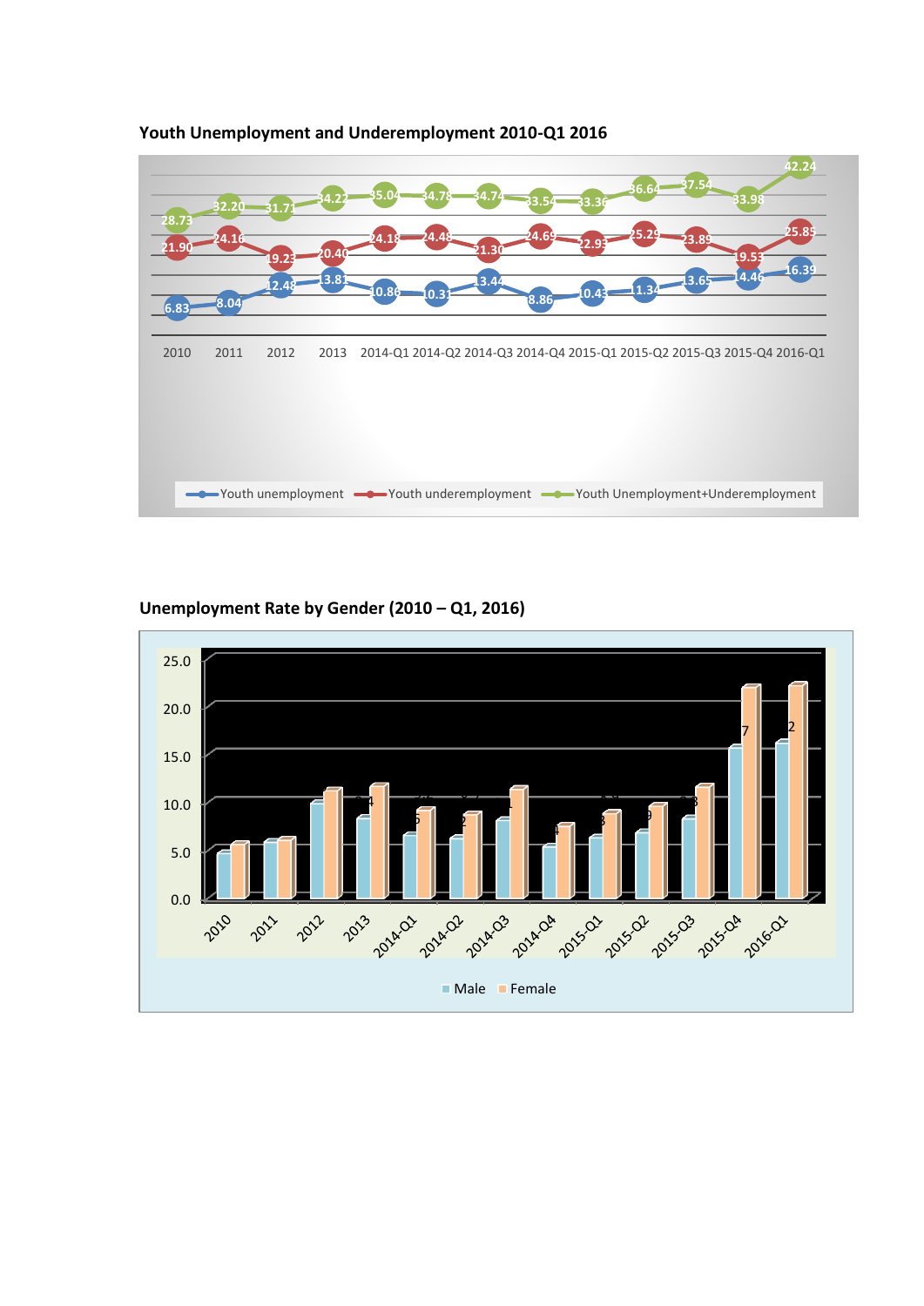**Youth Unemployment and Underemployment 2010-Q1 2016**

| | 2010 | 2011 | 2012 | 2013 | 2014-Q1 | 2014-Q2 | 2014-Q3 | 2014-Q4 | 2015-Q1 | 2015-Q2 | 2015-Q3 | 2015-Q4 | 2016-Q1 |
|---|---|---|---|---|---|---|---|---|---|---|---|---|---|
| Youth unemployment | 6.83 | 8.04 | 12.48 | 13.81 | 10.86 | 10.31 | 13.44 | 8.86 | 10.43 | 11.34 | 13.65 | 14.46 | 16.39 |
| Youth underemployment | 21.90 | 24.16 | 19.23 | 20.40 | 24.18 | 24.48 | 21.30 | 24.69 | 22.93 | 25.29 | 23.89 | 19.53 | 25.85 |
| Youth Unemployment+Underemployment | 28.73 | 32.20 | 31.71 | 34.22 | 35.04 | 34.78 | 34.74 | 33.54 | 33.36 | 36.64 | 37.54 | 33.98 | 42.24 |

**Unemployment Rate by Gender (2010 – Q1, 2016)**

Axis: 0.0, 5.0, 10.0, 15.0, 20.0, 25.0

Categories: 2010, 2011, 2012, 2013, 2014-Q1, 2014-Q2, 2014-Q3, 2014-Q4, 2015-Q1, 2015-Q2, 2015-Q3, 2015-Q4, 2016-Q1

Legend: Male, Female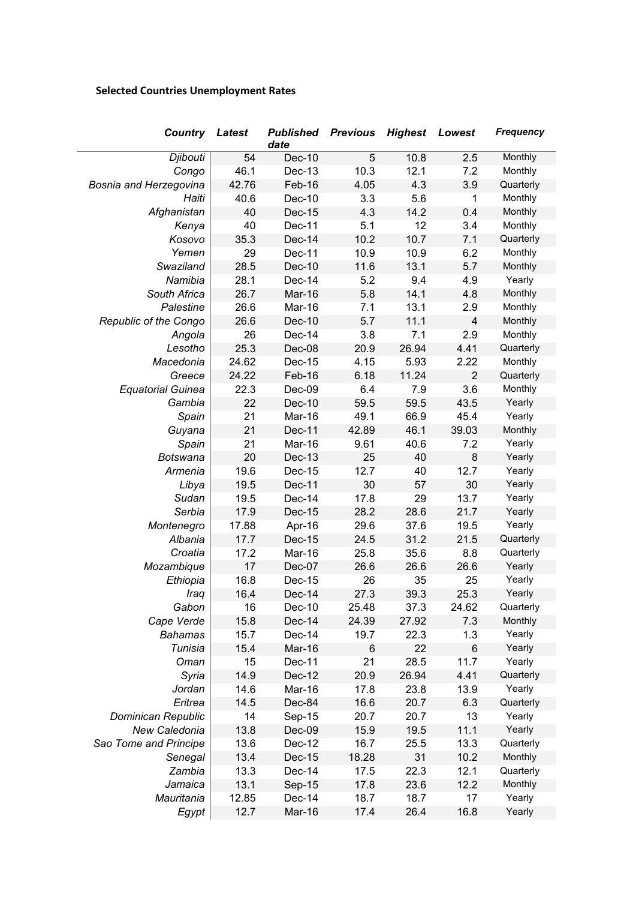**Selected Countries Unemployment Rates**

| Country | Latest | Published date | Previous | Highest | Lowest | Frequency |
|---|---|---|---|---|---|---|
| Djibouti | 54 | Dec-10 | 5 | 10.8 | 2.5 | Monthly |
| Congo | 46.1 | Dec-13 | 10.3 | 12.1 | 7.2 | Monthly |
| Bosnia and Herzegovina | 42.76 | Feb-16 | 4.05 | 4.3 | 3.9 | Quarterly |
| Haiti | 40.6 | Dec-10 | 3.3 | 5.6 | 1 | Monthly |
| Afghanistan | 40 | Dec-15 | 4.3 | 14.2 | 0.4 | Monthly |
| Kenya | 40 | Dec-11 | 5.1 | 12 | 3.4 | Monthly |
| Kosovo | 35.3 | Dec-14 | 10.2 | 10.7 | 7.1 | Quarterly |
| Yemen | 29 | Dec-11 | 10.9 | 10.9 | 6.2 | Monthly |
| Swaziland | 28.5 | Dec-10 | 11.6 | 13.1 | 5.7 | Monthly |
| Namibia | 28.1 | Dec-14 | 5.2 | 9.4 | 4.9 | Yearly |
| South Africa | 26.7 | Mar-16 | 5.8 | 14.1 | 4.8 | Monthly |
| Palestine | 26.6 | Mar-16 | 7.1 | 13.1 | 2.9 | Monthly |
| Republic of the Congo | 26.6 | Dec-10 | 5.7 | 11.1 | 4 | Monthly |
| Angola | 26 | Dec-14 | 3.8 | 7.1 | 2.9 | Monthly |
| Lesotho | 25.3 | Dec-08 | 20.9 | 26.94 | 4.41 | Quarterly |
| Macedonia | 24.62 | Dec-15 | 4.15 | 5.93 | 2.22 | Monthly |
| Greece | 24.22 | Feb-16 | 6.18 | 11.24 | 2 | Quarterly |
| Equatorial Guinea | 22.3 | Dec-09 | 6.4 | 7.9 | 3.6 | Monthly |
| Gambia | 22 | Dec-10 | 59.5 | 59.5 | 43.5 | Yearly |
| Spain | 21 | Mar-16 | 49.1 | 66.9 | 45.4 | Yearly |
| Guyana | 21 | Dec-11 | 42.89 | 46.1 | 39.03 | Monthly |
| Spain | 21 | Mar-16 | 9.61 | 40.6 | 7.2 | Yearly |
| Botswana | 20 | Dec-13 | 25 | 40 | 8 | Yearly |
| Armenia | 19.6 | Dec-15 | 12.7 | 40 | 12.7 | Yearly |
| Libya | 19.5 | Dec-11 | 30 | 57 | 30 | Yearly |
| Sudan | 19.5 | Dec-14 | 17.8 | 29 | 13.7 | Yearly |
| Serbia | 17.9 | Dec-15 | 28.2 | 28.6 | 21.7 | Yearly |
| Montenegro | 17.88 | Apr-16 | 29.6 | 37.6 | 19.5 | Yearly |
| Albania | 17.7 | Dec-15 | 24.5 | 31.2 | 21.5 | Quarterly |
| Croatia | 17.2 | Mar-16 | 25.8 | 35.6 | 8.8 | Quarterly |
| Mozambique | 17 | Dec-07 | 26.6 | 26.6 | 26.6 | Yearly |
| Ethiopia | 16.8 | Dec-15 | 26 | 35 | 25 | Yearly |
| Iraq | 16.4 | Dec-14 | 27.3 | 39.3 | 25.3 | Yearly |
| Gabon | 16 | Dec-10 | 25.48 | 37.3 | 24.62 | Quarterly |
| Cape Verde | 15.8 | Dec-14 | 24.39 | 27.92 | 7.3 | Monthly |
| Bahamas | 15.7 | Dec-14 | 19.7 | 22.3 | 1.3 | Yearly |
| Tunisia | 15.4 | Mar-16 | 6 | 22 | 6 | Yearly |
| Oman | 15 | Dec-11 | 21 | 28.5 | 11.7 | Yearly |
| Syria | 14.9 | Dec-12 | 20.9 | 26.94 | 4.41 | Quarterly |
| Jordan | 14.6 | Mar-16 | 17.8 | 23.8 | 13.9 | Yearly |
| Eritrea | 14.5 | Dec-84 | 16.6 | 20.7 | 6.3 | Quarterly |
| Dominican Republic | 14 | Sep-15 | 20.7 | 20.7 | 13 | Yearly |
| New Caledonia | 13.8 | Dec-09 | 15.9 | 19.5 | 11.1 | Yearly |
| Sao Tome and Principe | 13.6 | Dec-12 | 16.7 | 25.5 | 13.3 | Quarterly |
| Senegal | 13.4 | Dec-15 | 18.28 | 31 | 10.2 | Monthly |
| Zambia | 13.3 | Dec-14 | 17.5 | 22.3 | 12.1 | Quarterly |
| Jamaica | 13.1 | Sep-15 | 17.8 | 23.6 | 12.2 | Monthly |
| Mauritania | 12.85 | Dec-14 | 18.7 | 18.7 | 17 | Yearly |
| Egypt | 12.7 | Mar-16 | 17.4 | 26.4 | 16.8 | Yearly |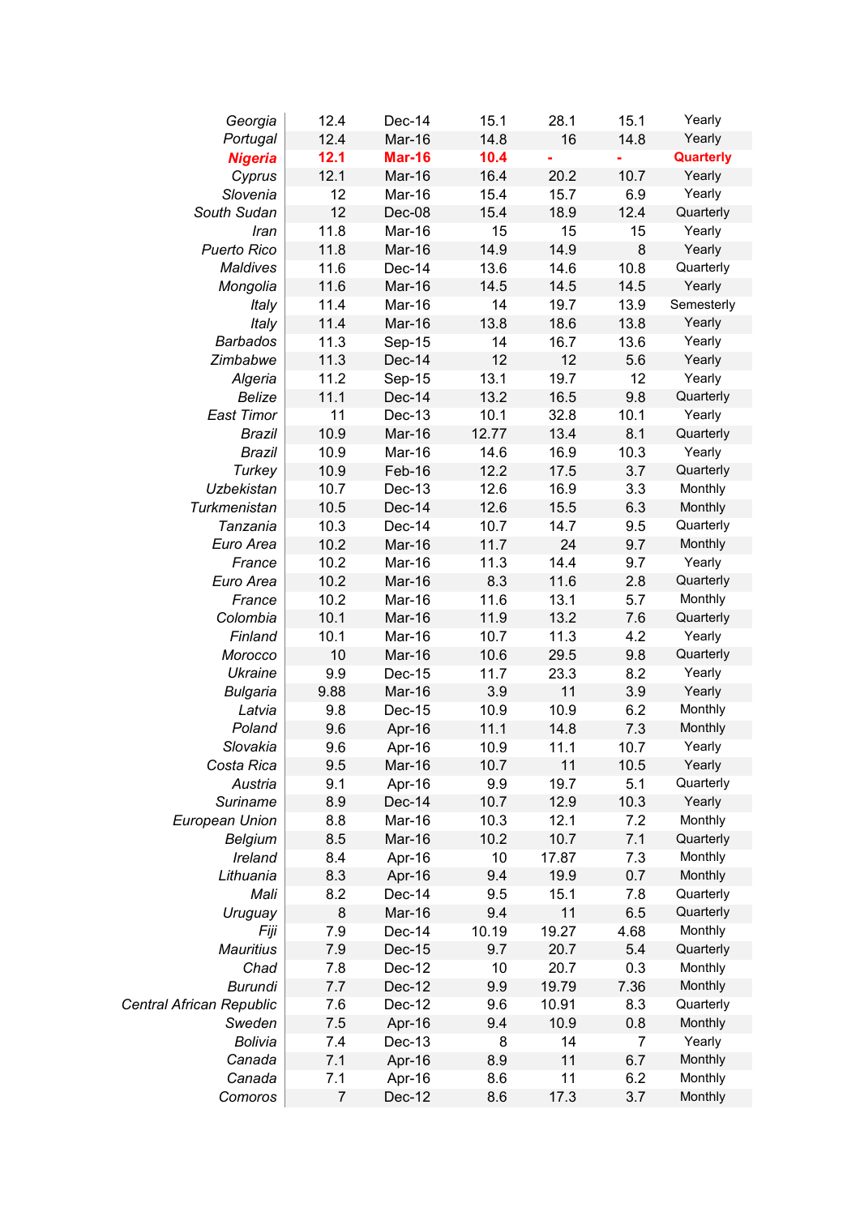| | | | | | | |
|---|---|---|---|---|---|---|
| *Georgia* | 12.4 | Dec-14 | 15.1 | 28.1 | 15.1 | Yearly |
| *Portugal* | 12.4 | Mar-16 | 14.8 | 16 | 14.8 | Yearly |
| ***Nigeria*** | **12.1** | **Mar-16** | **10.4** | **-** | **-** | **Quarterly** |
| *Cyprus* | 12.1 | Mar-16 | 16.4 | 20.2 | 10.7 | Yearly |
| *Slovenia* | 12 | Mar-16 | 15.4 | 15.7 | 6.9 | Yearly |
| *South Sudan* | 12 | Dec-08 | 15.4 | 18.9 | 12.4 | Quarterly |
| *Iran* | 11.8 | Mar-16 | 15 | 15 | 15 | Yearly |
| *Puerto Rico* | 11.8 | Mar-16 | 14.9 | 14.9 | 8 | Yearly |
| *Maldives* | 11.6 | Dec-14 | 13.6 | 14.6 | 10.8 | Quarterly |
| *Mongolia* | 11.6 | Mar-16 | 14.5 | 14.5 | 14.5 | Yearly |
| *Italy* | 11.4 | Mar-16 | 14 | 19.7 | 13.9 | Semesterly |
| *Italy* | 11.4 | Mar-16 | 13.8 | 18.6 | 13.8 | Yearly |
| *Barbados* | 11.3 | Sep-15 | 14 | 16.7 | 13.6 | Yearly |
| *Zimbabwe* | 11.3 | Dec-14 | 12 | 12 | 5.6 | Yearly |
| *Algeria* | 11.2 | Sep-15 | 13.1 | 19.7 | 12 | Yearly |
| *Belize* | 11.1 | Dec-14 | 13.2 | 16.5 | 9.8 | Quarterly |
| *East Timor* | 11 | Dec-13 | 10.1 | 32.8 | 10.1 | Yearly |
| *Brazil* | 10.9 | Mar-16 | 12.77 | 13.4 | 8.1 | Quarterly |
| *Brazil* | 10.9 | Mar-16 | 14.6 | 16.9 | 10.3 | Yearly |
| *Turkey* | 10.9 | Feb-16 | 12.2 | 17.5 | 3.7 | Quarterly |
| *Uzbekistan* | 10.7 | Dec-13 | 12.6 | 16.9 | 3.3 | Monthly |
| *Turkmenistan* | 10.5 | Dec-14 | 12.6 | 15.5 | 6.3 | Monthly |
| *Tanzania* | 10.3 | Dec-14 | 10.7 | 14.7 | 9.5 | Quarterly |
| *Euro Area* | 10.2 | Mar-16 | 11.7 | 24 | 9.7 | Monthly |
| *France* | 10.2 | Mar-16 | 11.3 | 14.4 | 9.7 | Yearly |
| *Euro Area* | 10.2 | Mar-16 | 8.3 | 11.6 | 2.8 | Quarterly |
| *France* | 10.2 | Mar-16 | 11.6 | 13.1 | 5.7 | Monthly |
| *Colombia* | 10.1 | Mar-16 | 11.9 | 13.2 | 7.6 | Quarterly |
| *Finland* | 10.1 | Mar-16 | 10.7 | 11.3 | 4.2 | Yearly |
| *Morocco* | 10 | Mar-16 | 10.6 | 29.5 | 9.8 | Quarterly |
| *Ukraine* | 9.9 | Dec-15 | 11.7 | 23.3 | 8.2 | Yearly |
| *Bulgaria* | 9.88 | Mar-16 | 3.9 | 11 | 3.9 | Yearly |
| *Latvia* | 9.8 | Dec-15 | 10.9 | 10.9 | 6.2 | Monthly |
| *Poland* | 9.6 | Apr-16 | 11.1 | 14.8 | 7.3 | Monthly |
| *Slovakia* | 9.6 | Apr-16 | 10.9 | 11.1 | 10.7 | Yearly |
| *Costa Rica* | 9.5 | Mar-16 | 10.7 | 11 | 10.5 | Yearly |
| *Austria* | 9.1 | Apr-16 | 9.9 | 19.7 | 5.1 | Quarterly |
| *Suriname* | 8.9 | Dec-14 | 10.7 | 12.9 | 10.3 | Yearly |
| *European Union* | 8.8 | Mar-16 | 10.3 | 12.1 | 7.2 | Monthly |
| *Belgium* | 8.5 | Mar-16 | 10.2 | 10.7 | 7.1 | Quarterly |
| *Ireland* | 8.4 | Apr-16 | 10 | 17.87 | 7.3 | Monthly |
| *Lithuania* | 8.3 | Apr-16 | 9.4 | 19.9 | 0.7 | Monthly |
| *Mali* | 8.2 | Dec-14 | 9.5 | 15.1 | 7.8 | Quarterly |
| *Uruguay* | 8 | Mar-16 | 9.4 | 11 | 6.5 | Quarterly |
| *Fiji* | 7.9 | Dec-14 | 10.19 | 19.27 | 4.68 | Monthly |
| *Mauritius* | 7.9 | Dec-15 | 9.7 | 20.7 | 5.4 | Quarterly |
| *Chad* | 7.8 | Dec-12 | 10 | 20.7 | 0.3 | Monthly |
| *Burundi* | 7.7 | Dec-12 | 9.9 | 19.79 | 7.36 | Monthly |
| *Central African Republic* | 7.6 | Dec-12 | 9.6 | 10.91 | 8.3 | Quarterly |
| *Sweden* | 7.5 | Apr-16 | 9.4 | 10.9 | 0.8 | Monthly |
| *Bolivia* | 7.4 | Dec-13 | 8 | 14 | 7 | Yearly |
| *Canada* | 7.1 | Apr-16 | 8.9 | 11 | 6.7 | Monthly |
| *Canada* | 7.1 | Apr-16 | 8.6 | 11 | 6.2 | Monthly |
| *Comoros* | 7 | Dec-12 | 8.6 | 17.3 | 3.7 | Monthly |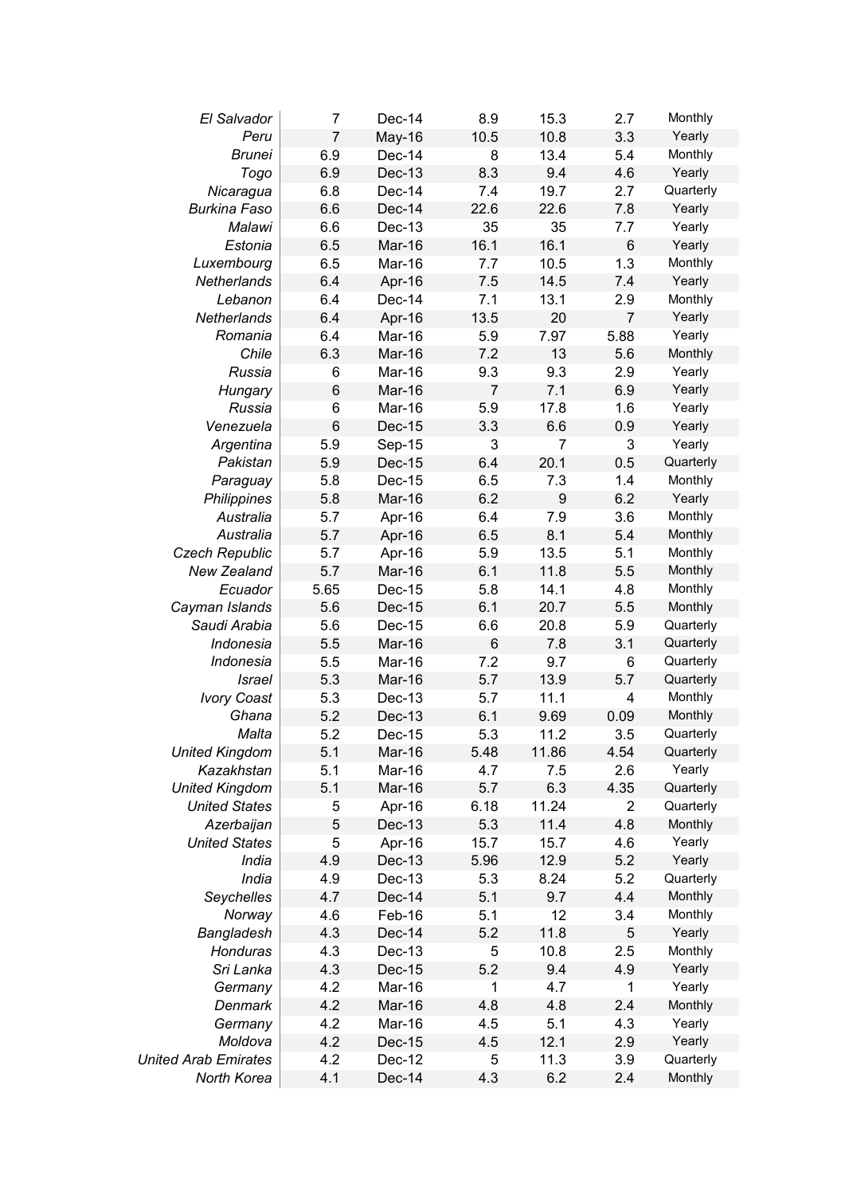| | | | | | | |
|---|---|---|---|---|---|---|
| *El Salvador* | 7 | Dec-14 | 8.9 | 15.3 | 2.7 | Monthly |
| *Peru* | 7 | May-16 | 10.5 | 10.8 | 3.3 | Yearly |
| *Brunei* | 6.9 | Dec-14 | 8 | 13.4 | 5.4 | Monthly |
| *Togo* | 6.9 | Dec-13 | 8.3 | 9.4 | 4.6 | Yearly |
| *Nicaragua* | 6.8 | Dec-14 | 7.4 | 19.7 | 2.7 | Quarterly |
| *Burkina Faso* | 6.6 | Dec-14 | 22.6 | 22.6 | 7.8 | Yearly |
| *Malawi* | 6.6 | Dec-13 | 35 | 35 | 7.7 | Yearly |
| *Estonia* | 6.5 | Mar-16 | 16.1 | 16.1 | 6 | Yearly |
| *Luxembourg* | 6.5 | Mar-16 | 7.7 | 10.5 | 1.3 | Monthly |
| *Netherlands* | 6.4 | Apr-16 | 7.5 | 14.5 | 7.4 | Yearly |
| *Lebanon* | 6.4 | Dec-14 | 7.1 | 13.1 | 2.9 | Monthly |
| *Netherlands* | 6.4 | Apr-16 | 13.5 | 20 | 7 | Yearly |
| *Romania* | 6.4 | Mar-16 | 5.9 | 7.97 | 5.88 | Yearly |
| *Chile* | 6.3 | Mar-16 | 7.2 | 13 | 5.6 | Monthly |
| *Russia* | 6 | Mar-16 | 9.3 | 9.3 | 2.9 | Yearly |
| *Hungary* | 6 | Mar-16 | 7 | 7.1 | 6.9 | Yearly |
| *Russia* | 6 | Mar-16 | 5.9 | 17.8 | 1.6 | Yearly |
| *Venezuela* | 6 | Dec-15 | 3.3 | 6.6 | 0.9 | Yearly |
| *Argentina* | 5.9 | Sep-15 | 3 | 7 | 3 | Yearly |
| *Pakistan* | 5.9 | Dec-15 | 6.4 | 20.1 | 0.5 | Quarterly |
| *Paraguay* | 5.8 | Dec-15 | 6.5 | 7.3 | 1.4 | Monthly |
| *Philippines* | 5.8 | Mar-16 | 6.2 | 9 | 6.2 | Yearly |
| *Australia* | 5.7 | Apr-16 | 6.4 | 7.9 | 3.6 | Monthly |
| *Australia* | 5.7 | Apr-16 | 6.5 | 8.1 | 5.4 | Monthly |
| *Czech Republic* | 5.7 | Apr-16 | 5.9 | 13.5 | 5.1 | Monthly |
| *New Zealand* | 5.7 | Mar-16 | 6.1 | 11.8 | 5.5 | Monthly |
| *Ecuador* | 5.65 | Dec-15 | 5.8 | 14.1 | 4.8 | Monthly |
| *Cayman Islands* | 5.6 | Dec-15 | 6.1 | 20.7 | 5.5 | Monthly |
| *Saudi Arabia* | 5.6 | Dec-15 | 6.6 | 20.8 | 5.9 | Quarterly |
| *Indonesia* | 5.5 | Mar-16 | 6 | 7.8 | 3.1 | Quarterly |
| *Indonesia* | 5.5 | Mar-16 | 7.2 | 9.7 | 6 | Quarterly |
| *Israel* | 5.3 | Mar-16 | 5.7 | 13.9 | 5.7 | Quarterly |
| *Ivory Coast* | 5.3 | Dec-13 | 5.7 | 11.1 | 4 | Monthly |
| *Ghana* | 5.2 | Dec-13 | 6.1 | 9.69 | 0.09 | Monthly |
| *Malta* | 5.2 | Dec-15 | 5.3 | 11.2 | 3.5 | Quarterly |
| *United Kingdom* | 5.1 | Mar-16 | 5.48 | 11.86 | 4.54 | Quarterly |
| *Kazakhstan* | 5.1 | Mar-16 | 4.7 | 7.5 | 2.6 | Yearly |
| *United Kingdom* | 5.1 | Mar-16 | 5.7 | 6.3 | 4.35 | Quarterly |
| *United States* | 5 | Apr-16 | 6.18 | 11.24 | 2 | Quarterly |
| *Azerbaijan* | 5 | Dec-13 | 5.3 | 11.4 | 4.8 | Monthly |
| *United States* | 5 | Apr-16 | 15.7 | 15.7 | 4.6 | Yearly |
| *India* | 4.9 | Dec-13 | 5.96 | 12.9 | 5.2 | Yearly |
| *India* | 4.9 | Dec-13 | 5.3 | 8.24 | 5.2 | Quarterly |
| *Seychelles* | 4.7 | Dec-14 | 5.1 | 9.7 | 4.4 | Monthly |
| *Norway* | 4.6 | Feb-16 | 5.1 | 12 | 3.4 | Monthly |
| *Bangladesh* | 4.3 | Dec-14 | 5.2 | 11.8 | 5 | Yearly |
| *Honduras* | 4.3 | Dec-13 | 5 | 10.8 | 2.5 | Monthly |
| *Sri Lanka* | 4.3 | Dec-15 | 5.2 | 9.4 | 4.9 | Yearly |
| *Germany* | 4.2 | Mar-16 | 1 | 4.7 | 1 | Yearly |
| *Denmark* | 4.2 | Mar-16 | 4.8 | 4.8 | 2.4 | Monthly |
| *Germany* | 4.2 | Mar-16 | 4.5 | 5.1 | 4.3 | Yearly |
| *Moldova* | 4.2 | Dec-15 | 4.5 | 12.1 | 2.9 | Yearly |
| *United Arab Emirates* | 4.2 | Dec-12 | 5 | 11.3 | 3.9 | Quarterly |
| *North Korea* | 4.1 | Dec-14 | 4.3 | 6.2 | 2.4 | Monthly |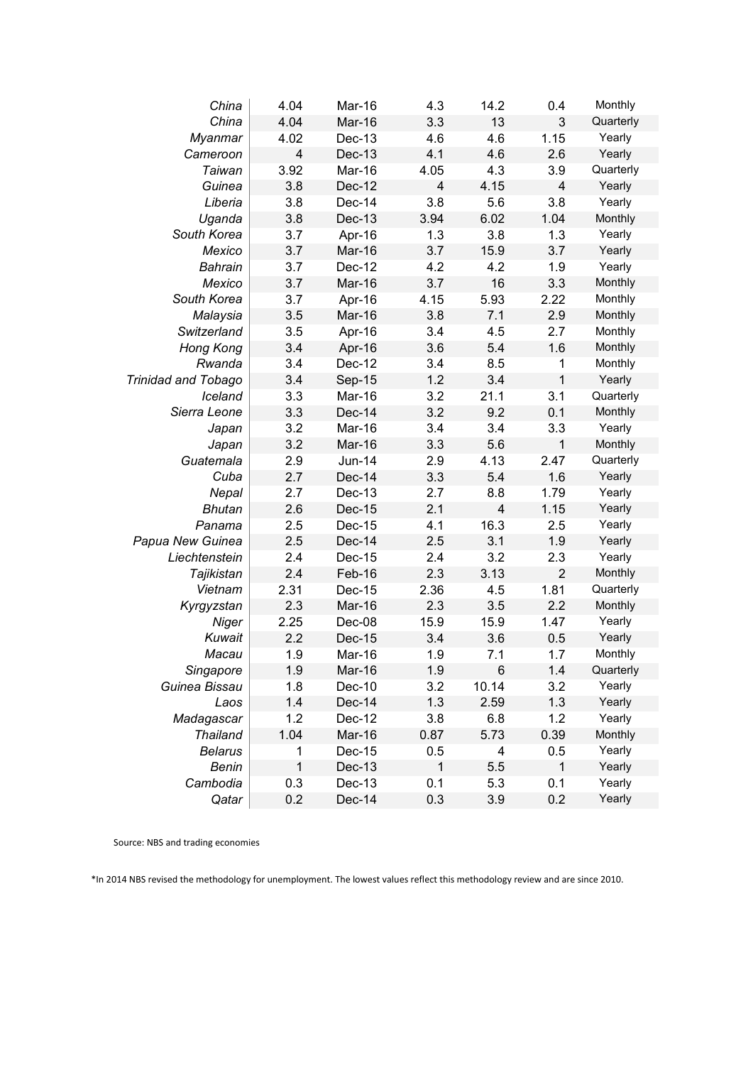| | | | | | | |
|---|---|---|---|---|---|---|
| *China* | 4.04 | Mar-16 | 4.3 | 14.2 | 0.4 | Monthly |
| *China* | 4.04 | Mar-16 | 3.3 | 13 | 3 | Quarterly |
| *Myanmar* | 4.02 | Dec-13 | 4.6 | 4.6 | 1.15 | Yearly |
| *Cameroon* | 4 | Dec-13 | 4.1 | 4.6 | 2.6 | Yearly |
| *Taiwan* | 3.92 | Mar-16 | 4.05 | 4.3 | 3.9 | Quarterly |
| *Guinea* | 3.8 | Dec-12 | 4 | 4.15 | 4 | Yearly |
| *Liberia* | 3.8 | Dec-14 | 3.8 | 5.6 | 3.8 | Yearly |
| *Uganda* | 3.8 | Dec-13 | 3.94 | 6.02 | 1.04 | Monthly |
| *South Korea* | 3.7 | Apr-16 | 1.3 | 3.8 | 1.3 | Yearly |
| *Mexico* | 3.7 | Mar-16 | 3.7 | 15.9 | 3.7 | Yearly |
| *Bahrain* | 3.7 | Dec-12 | 4.2 | 4.2 | 1.9 | Yearly |
| *Mexico* | 3.7 | Mar-16 | 3.7 | 16 | 3.3 | Monthly |
| *South Korea* | 3.7 | Apr-16 | 4.15 | 5.93 | 2.22 | Monthly |
| *Malaysia* | 3.5 | Mar-16 | 3.8 | 7.1 | 2.9 | Monthly |
| *Switzerland* | 3.5 | Apr-16 | 3.4 | 4.5 | 2.7 | Monthly |
| *Hong Kong* | 3.4 | Apr-16 | 3.6 | 5.4 | 1.6 | Monthly |
| *Rwanda* | 3.4 | Dec-12 | 3.4 | 8.5 | 1 | Monthly |
| *Trinidad and Tobago* | 3.4 | Sep-15 | 1.2 | 3.4 | 1 | Yearly |
| *Iceland* | 3.3 | Mar-16 | 3.2 | 21.1 | 3.1 | Quarterly |
| *Sierra Leone* | 3.3 | Dec-14 | 3.2 | 9.2 | 0.1 | Monthly |
| *Japan* | 3.2 | Mar-16 | 3.4 | 3.4 | 3.3 | Yearly |
| *Japan* | 3.2 | Mar-16 | 3.3 | 5.6 | 1 | Monthly |
| *Guatemala* | 2.9 | Jun-14 | 2.9 | 4.13 | 2.47 | Quarterly |
| *Cuba* | 2.7 | Dec-14 | 3.3 | 5.4 | 1.6 | Yearly |
| *Nepal* | 2.7 | Dec-13 | 2.7 | 8.8 | 1.79 | Yearly |
| *Bhutan* | 2.6 | Dec-15 | 2.1 | 4 | 1.15 | Yearly |
| *Panama* | 2.5 | Dec-15 | 4.1 | 16.3 | 2.5 | Yearly |
| *Papua New Guinea* | 2.5 | Dec-14 | 2.5 | 3.1 | 1.9 | Yearly |
| *Liechtenstein* | 2.4 | Dec-15 | 2.4 | 3.2 | 2.3 | Yearly |
| *Tajikistan* | 2.4 | Feb-16 | 2.3 | 3.13 | 2 | Monthly |
| *Vietnam* | 2.31 | Dec-15 | 2.36 | 4.5 | 1.81 | Quarterly |
| *Kyrgyzstan* | 2.3 | Mar-16 | 2.3 | 3.5 | 2.2 | Monthly |
| *Niger* | 2.25 | Dec-08 | 15.9 | 15.9 | 1.47 | Yearly |
| *Kuwait* | 2.2 | Dec-15 | 3.4 | 3.6 | 0.5 | Yearly |
| *Macau* | 1.9 | Mar-16 | 1.9 | 7.1 | 1.7 | Monthly |
| *Singapore* | 1.9 | Mar-16 | 1.9 | 6 | 1.4 | Quarterly |
| *Guinea Bissau* | 1.8 | Dec-10 | 3.2 | 10.14 | 3.2 | Yearly |
| *Laos* | 1.4 | Dec-14 | 1.3 | 2.59 | 1.3 | Yearly |
| *Madagascar* | 1.2 | Dec-12 | 3.8 | 6.8 | 1.2 | Yearly |
| *Thailand* | 1.04 | Mar-16 | 0.87 | 5.73 | 0.39 | Monthly |
| *Belarus* | 1 | Dec-15 | 0.5 | 4 | 0.5 | Yearly |
| *Benin* | 1 | Dec-13 | 1 | 5.5 | 1 | Yearly |
| *Cambodia* | 0.3 | Dec-13 | 0.1 | 5.3 | 0.1 | Yearly |
| *Qatar* | 0.2 | Dec-14 | 0.3 | 3.9 | 0.2 | Yearly |

Source: NBS and trading economies

*In 2014 NBS revised the methodology for unemployment. The lowest values reflect this methodology review and are since 2010.